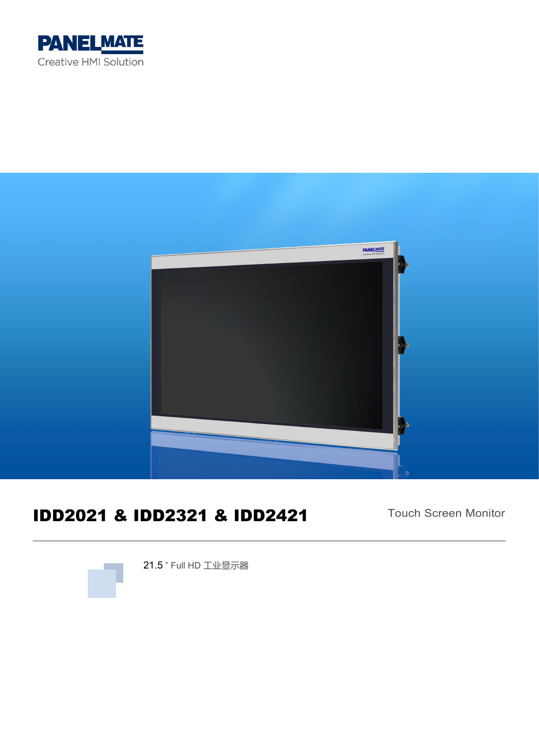PANELMATE

Creative HMI Solution

# IDD2021 & IDD2321 & IDD2421

Touch Screen Monitor

21.5 " Full HD 工业显示器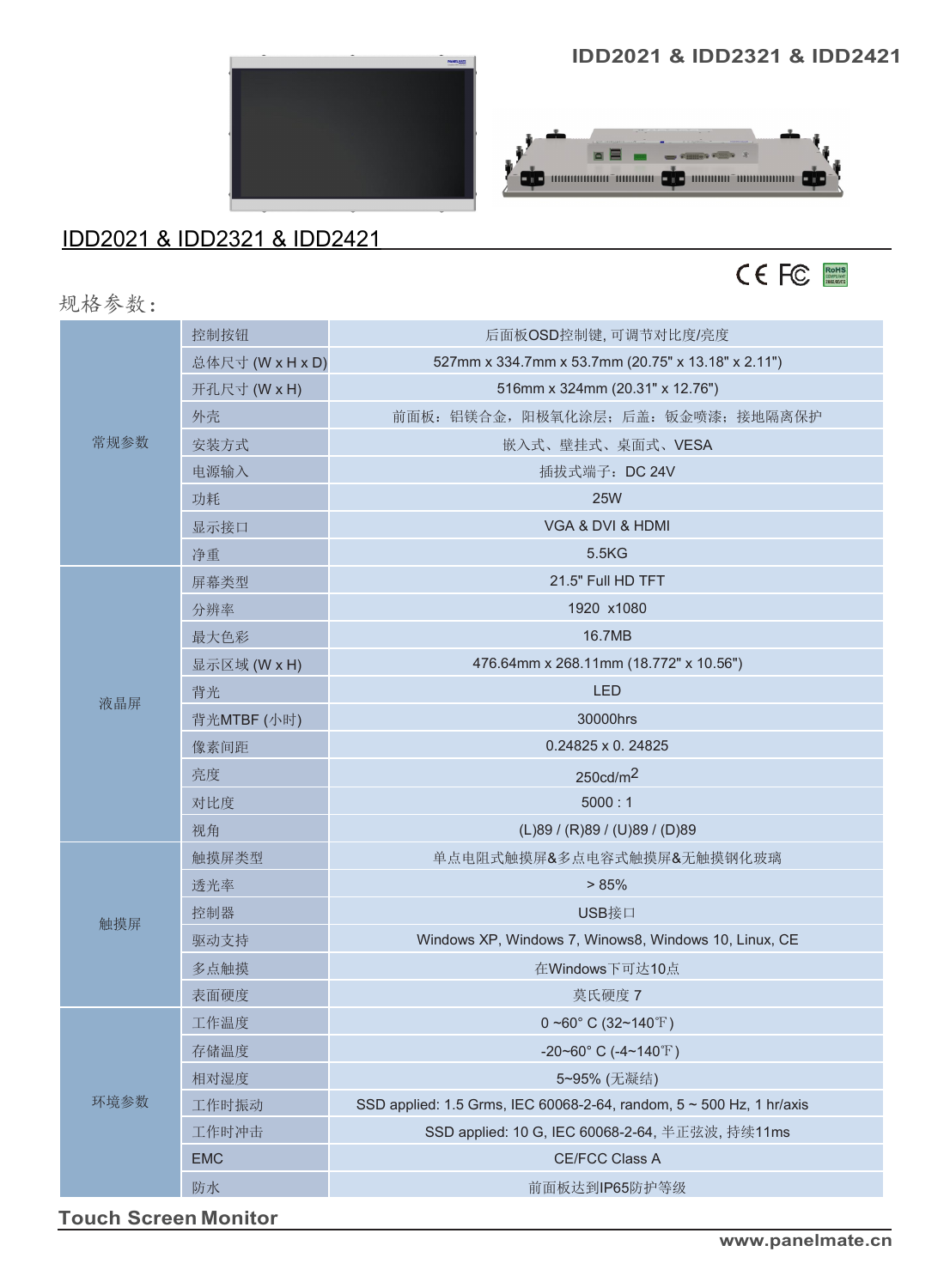# IDD2021 & IDD2321 & IDD2421

规格参数：

| | | |
|---|---|---|
| 常规参数 | 控制按钮 | 后面板OSD控制键, 可调节对比度/亮度 |
| | 总体尺寸 (W x H x D) | 527mm x 334.7mm x 53.7mm (20.75" x 13.18" x 2.11") |
| | 开孔尺寸 (W x H) | 516mm x 324mm (20.31" x 12.76") |
| | 外壳 | 前面板：铝镁合金，阳极氧化涂层；后盖：钣金喷漆；接地隔离保护 |
| | 安装方式 | 嵌入式、壁挂式、桌面式、VESA |
| | 电源输入 | 插拔式端子：DC 24V |
| | 功耗 | 25W |
| | 显示接口 | VGA & DVI & HDMI |
| | 净重 | 5.5KG |
| 液晶屏 | 屏幕类型 | 21.5" Full HD TFT |
| | 分辨率 | 1920 x1080 |
| | 最大色彩 | 16.7MB |
| | 显示区域 (W x H) | 476.64mm x 268.11mm (18.772" x 10.56") |
| | 背光 | LED |
| | 背光MTBF (小时) | 30000hrs |
| | 像素间距 | 0.24825 x 0. 24825 |
| | 亮度 | 250cd/m$^2$ |
| | 对比度 | 5000 : 1 |
| | 视角 | (L)89 / (R)89 / (U)89 / (D)89 |
| 触摸屏 | 触摸屏类型 | 单点电阻式触摸屏&多点电容式触摸屏&无触摸钢化玻璃 |
| | 透光率 | > 85% |
| | 控制器 | USB接口 |
| | 驱动支持 | Windows XP, Windows 7, Winows8, Windows 10, Linux, CE |
| | 多点触摸 | 在Windows下可达10点 |
| | 表面硬度 | 莫氏硬度 7 |
| 环境参数 | 工作温度 | 0 ~60° C (32~140℉) |
| | 存储温度 | -20~60° C (-4~140℉) |
| | 相对湿度 | 5~95% (无凝结) |
| | 工作时振动 | SSD applied: 1.5 Grms, IEC 60068-2-64, random, 5 ~ 500 Hz, 1 hr/axis |
| | 工作时冲击 | SSD applied: 10 G, IEC 60068-2-64, 半正弦波, 持续11ms |
| | EMC | CE/FCC Class A |
| | 防水 | 前面板达到IP65防护等级 |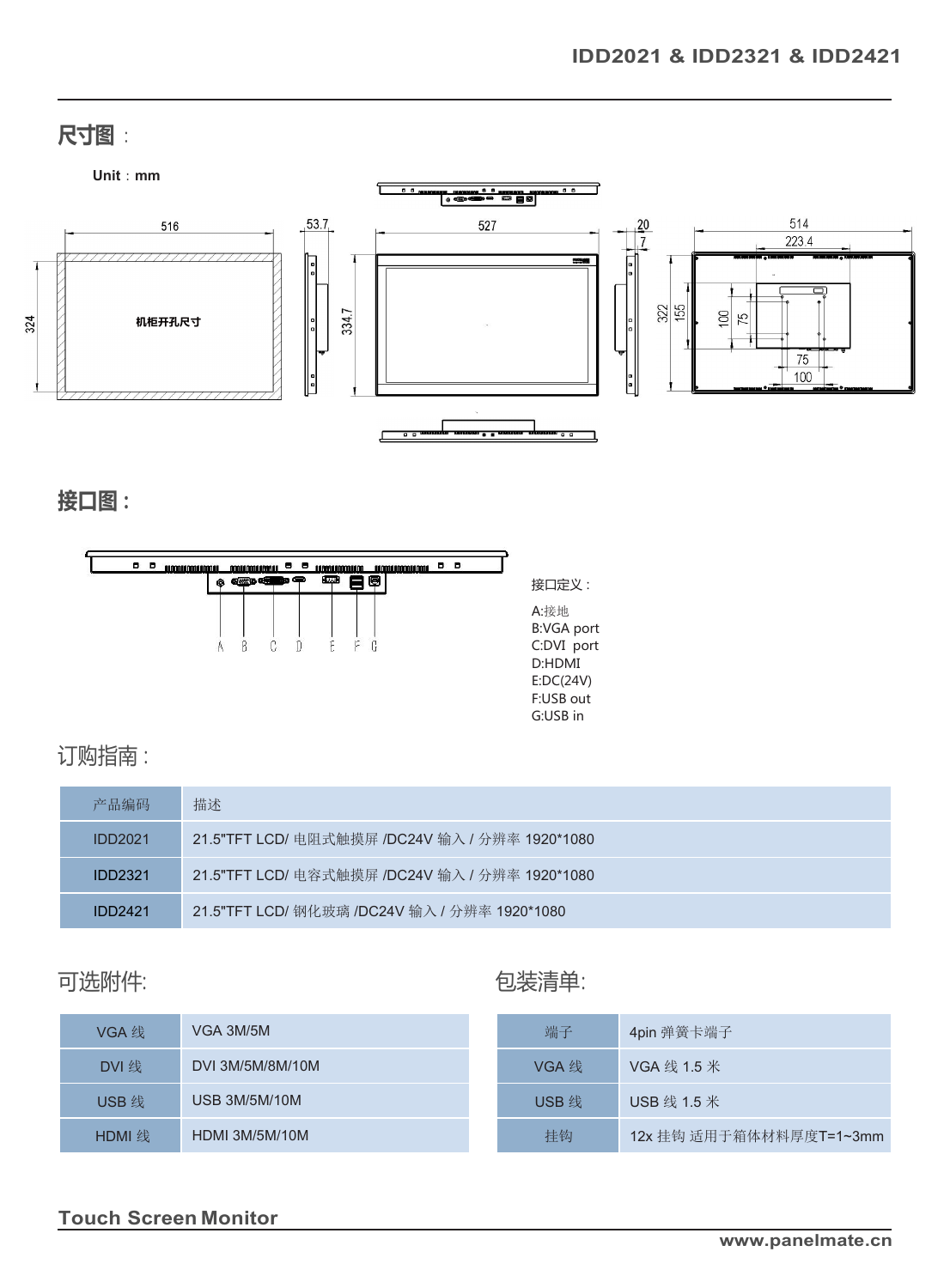## 尺寸图：

Unit：mm

516

324

机柜开孔尺寸

53.7

334.7

527

20

7

322

155

514

223.4

100

75

75

100

## 接口图：

A B C D E F G

接口定义：

A:接地
B:VGA port
C:DVI port
D:HDMI
E:DC(24V)
F:USB out
G:USB in

## 订购指南：

| 产品编码 | 描述 |
|---|---|
| IDD2021 | 21.5"TFT LCD/ 电阻式触摸屏 /DC24V 输入 / 分辨率 1920*1080 |
| IDD2321 | 21.5"TFT LCD/ 电容式触摸屏 /DC24V 输入 / 分辨率 1920*1080 |
| IDD2421 | 21.5"TFT LCD/ 钢化玻璃 /DC24V 输入 / 分辨率 1920*1080 |

## 可选附件:

| | |
|---|---|
| VGA 线 | VGA 3M/5M |
| DVI 线 | DVI 3M/5M/8M/10M |
| USB 线 | USB 3M/5M/10M |
| HDMI 线 | HDMI 3M/5M/10M |

## 包装清单:

| | |
|---|---|
| 端子 | 4pin 弹簧卡端子 |
| VGA 线 | VGA 线 1.5 米 |
| USB 线 | USB 线 1.5 米 |
| 挂钩 | 12x 挂钩 适用于箱体材料厚度T=1~3mm |